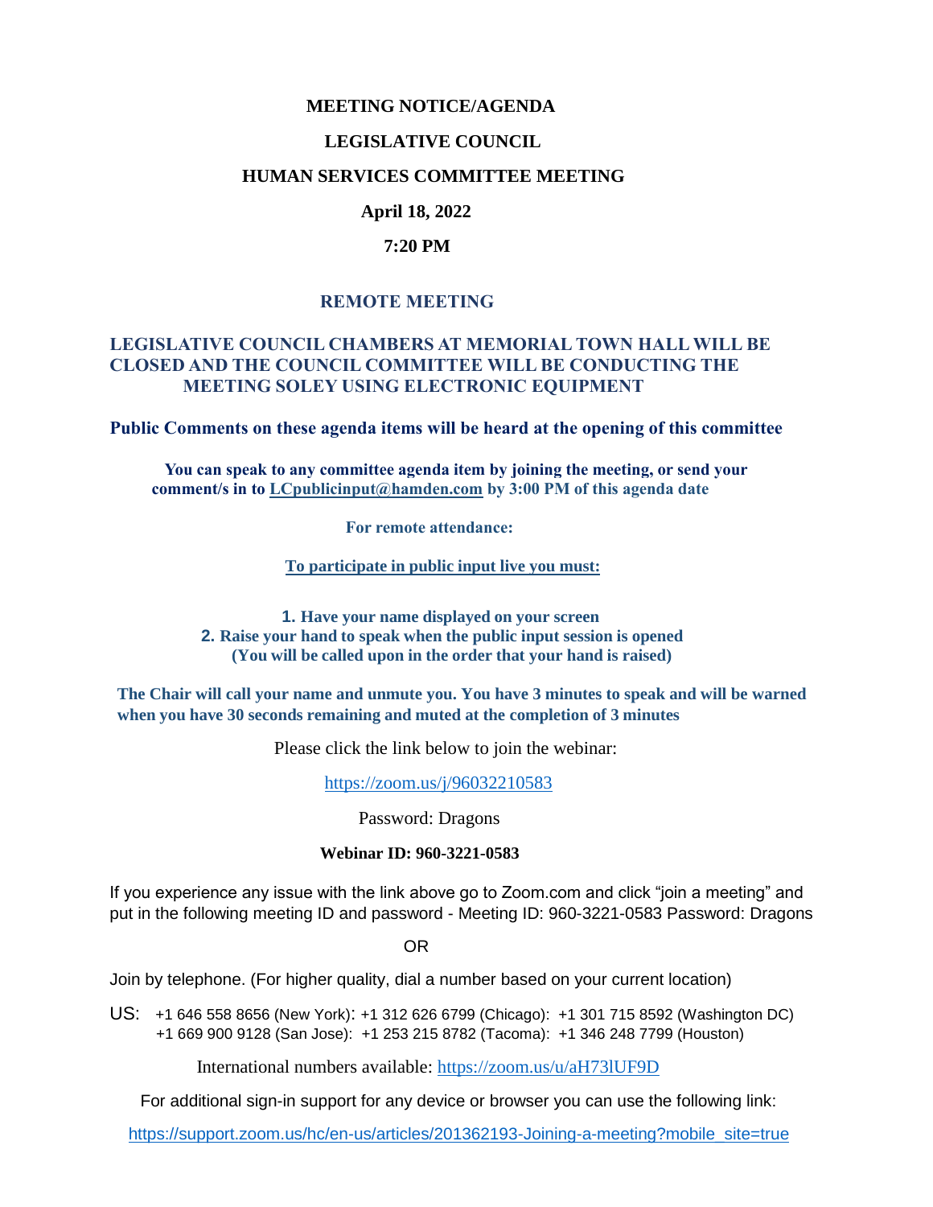# MEETING NOTICE/AGENDA

## LEGISLATIVE COUNCIL

## HUMAN SERVICES COMMITTEE MEETING

**April 18, 2022**

**7:20 PM**

### REMOTE MEETING

**LEGISLATIVE COUNCIL CHAMBERS AT MEMORIAL TOWN HALL WILL BE CLOSED AND THE COUNCIL COMMITTEE WILL BE CONDUCTING THE MEETING SOLEY USING ELECTRONIC EQUIPMENT**

**Public Comments on these agenda items will be heard at the opening of this committee**

**You can speak to any committee agenda item by joining the meeting, or send your comment/s in to LCpublicinput@hamden.com by 3:00 PM of this agenda date**

**For remote attendance:**

**To participate in public input live you must:**

1. **Have your name displayed on your screen**
2. **Raise your hand to speak when the public input session is opened (You will be called upon in the order that your hand is raised)**

**The Chair will call your name and unmute you. You have 3 minutes to speak and will be warned when you have 30 seconds remaining and muted at the completion of 3 minutes**

Please click the link below to join the webinar:

https://zoom.us/j/96032210583

Password: Dragons

**Webinar ID: 960-3221-0583**

If you experience any issue with the link above go to Zoom.com and click "join a meeting" and put in the following meeting ID and password - Meeting ID: 960-3221-0583 Password: Dragons

OR

Join by telephone. (For higher quality, dial a number based on your current location)

US: +1 646 558 8656 (New York): +1 312 626 6799 (Chicago): +1 301 715 8592 (Washington DC) +1 669 900 9128 (San Jose): +1 253 215 8782 (Tacoma): +1 346 248 7799 (Houston)

International numbers available: https://zoom.us/u/aH73lUF9D

For additional sign-in support for any device or browser you can use the following link:

https://support.zoom.us/hc/en-us/articles/201362193-Joining-a-meeting?mobile_site=true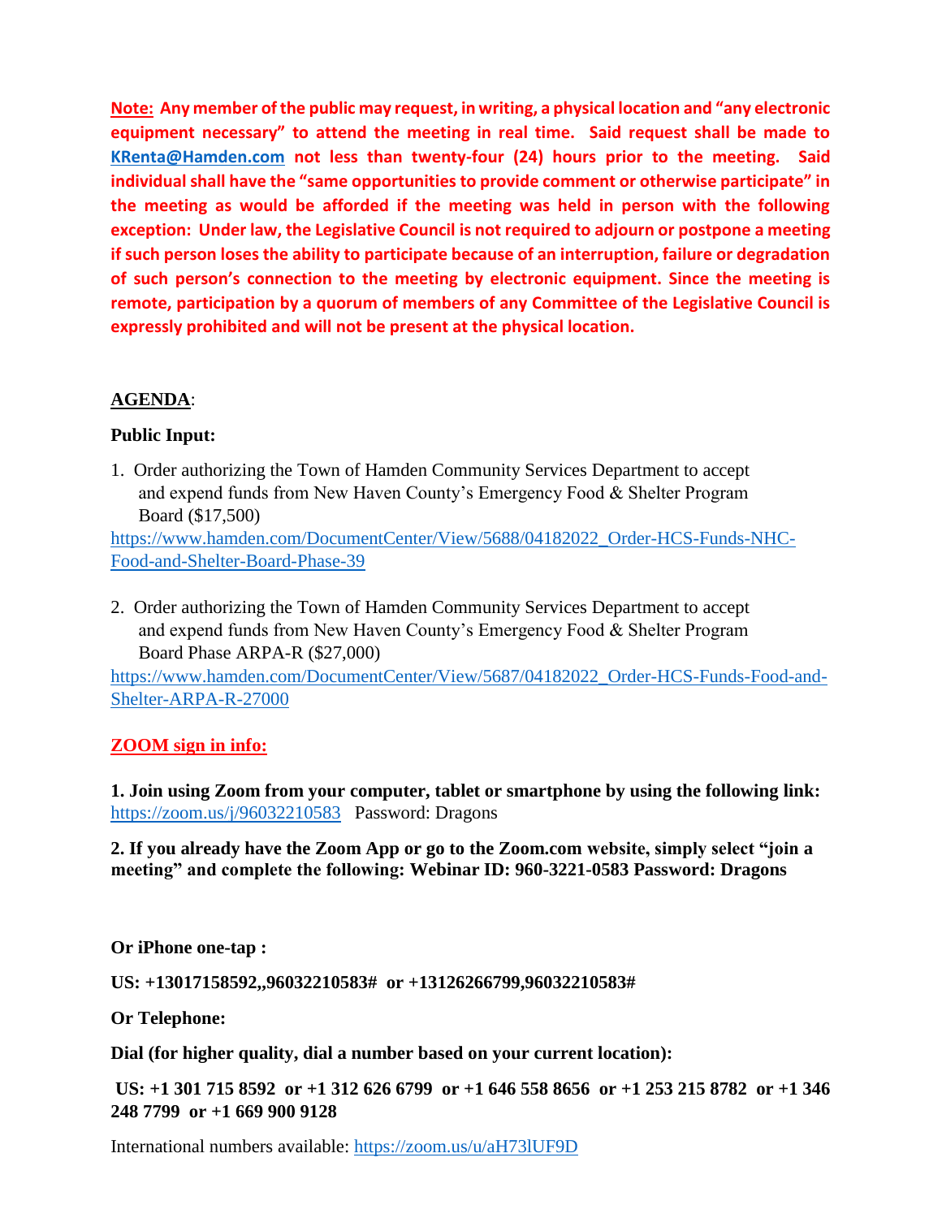**Note: Any member of the public may request, in writing, a physical location and "any electronic equipment necessary" to attend the meeting in real time. Said request shall be made to KRenta@Hamden.com not less than twenty-four (24) hours prior to the meeting. Said individual shall have the "same opportunities to provide comment or otherwise participate" in the meeting as would be afforded if the meeting was held in person with the following exception: Under law, the Legislative Council is not required to adjourn or postpone a meeting if such person loses the ability to participate because of an interruption, failure or degradation of such person's connection to the meeting by electronic equipment. Since the meeting is remote, participation by a quorum of members of any Committee of the Legislative Council is expressly prohibited and will not be present at the physical location.**

**AGENDA**:

**Public Input:**

1. Order authorizing the Town of Hamden Community Services Department to accept and expend funds from New Haven County's Emergency Food & Shelter Program Board ($17,500)
https://www.hamden.com/DocumentCenter/View/5688/04182022_Order-HCS-Funds-NHC-Food-and-Shelter-Board-Phase-39

2. Order authorizing the Town of Hamden Community Services Department to accept and expend funds from New Haven County's Emergency Food & Shelter Program Board Phase ARPA-R ($27,000)
https://www.hamden.com/DocumentCenter/View/5687/04182022_Order-HCS-Funds-Food-and-Shelter-ARPA-R-27000

**ZOOM sign in info:**

**1. Join using Zoom from your computer, tablet or smartphone by using the following link:** https://zoom.us/j/96032210583 Password: Dragons

**2. If you already have the Zoom App or go to the Zoom.com website, simply select "join a meeting" and complete the following: Webinar ID: 960-3221-0583 Password: Dragons**

**Or iPhone one-tap :**

**US: +13017158592,,96032210583# or +13126266799,96032210583#**

**Or Telephone:**

**Dial (for higher quality, dial a number based on your current location):**

**US: +1 301 715 8592 or +1 312 626 6799 or +1 646 558 8656 or +1 253 215 8782 or +1 346 248 7799 or +1 669 900 9128**

International numbers available: https://zoom.us/u/aH73lUF9D